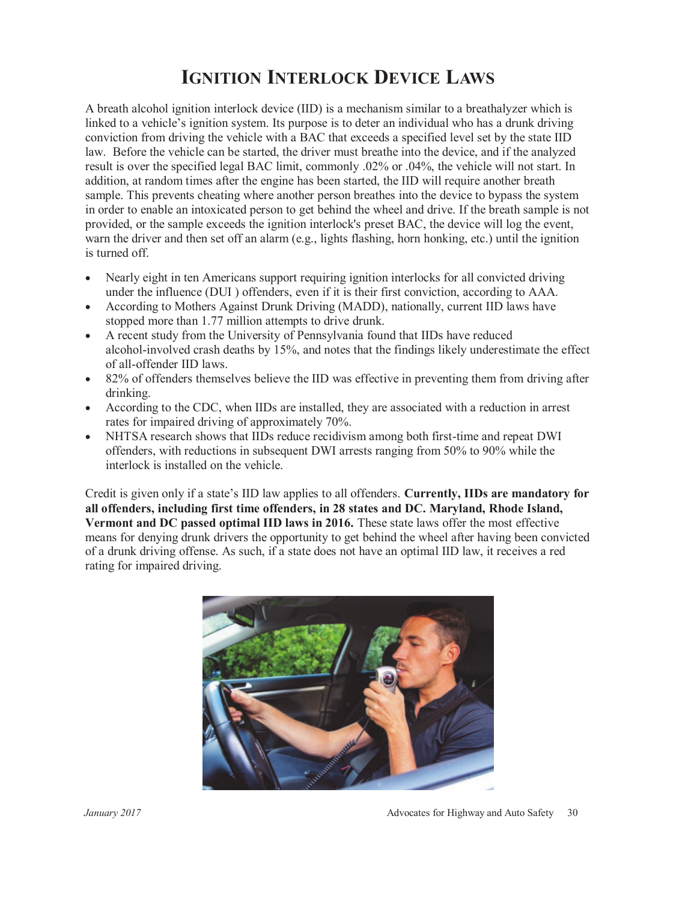# Ignition Interlock Device Laws

A breath alcohol ignition interlock device (IID) is a mechanism similar to a breathalyzer which is linked to a vehicle's ignition system. Its purpose is to deter an individual who has a drunk driving conviction from driving the vehicle with a BAC that exceeds a specified level set by the state IID law. Before the vehicle can be started, the driver must breathe into the device, and if the analyzed result is over the specified legal BAC limit, commonly .02% or .04%, the vehicle will not start. In addition, at random times after the engine has been started, the IID will require another breath sample. This prevents cheating where another person breathes into the device to bypass the system in order to enable an intoxicated person to get behind the wheel and drive. If the breath sample is not provided, or the sample exceeds the ignition interlock's preset BAC, the device will log the event, warn the driver and then set off an alarm (e.g., lights flashing, horn honking, etc.) until the ignition is turned off.

- Nearly eight in ten Americans support requiring ignition interlocks for all convicted driving under the influence (DUI ) offenders, even if it is their first conviction, according to AAA.
- According to Mothers Against Drunk Driving (MADD), nationally, current IID laws have stopped more than 1.77 million attempts to drive drunk.
- A recent study from the University of Pennsylvania found that IIDs have reduced alcohol-involved crash deaths by 15%, and notes that the findings likely underestimate the effect of all-offender IID laws.
- 82% of offenders themselves believe the IID was effective in preventing them from driving after drinking.
- According to the CDC, when IIDs are installed, they are associated with a reduction in arrest rates for impaired driving of approximately 70%.
- NHTSA research shows that IIDs reduce recidivism among both first-time and repeat DWI offenders, with reductions in subsequent DWI arrests ranging from 50% to 90% while the interlock is installed on the vehicle.

Credit is given only if a state's IID law applies to all offenders. **Currently, IIDs are mandatory for all offenders, including first time offenders, in 28 states and DC. Maryland, Rhode Island, Vermont and DC passed optimal IID laws in 2016.** These state laws offer the most effective means for denying drunk drivers the opportunity to get behind the wheel after having been convicted of a drunk driving offense. As such, if a state does not have an optimal IID law, it receives a red rating for impaired driving.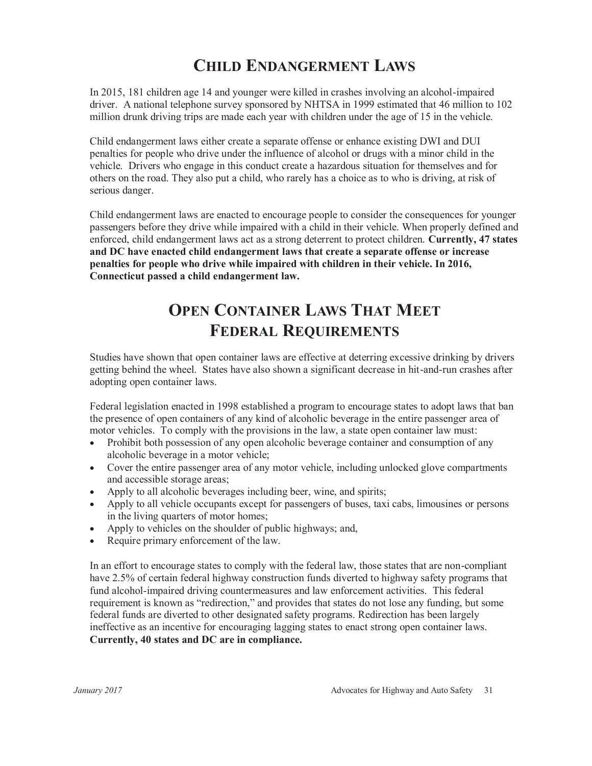# Child Endangerment Laws

In 2015, 181 children age 14 and younger were killed in crashes involving an alcohol-impaired driver. A national telephone survey sponsored by NHTSA in 1999 estimated that 46 million to 102 million drunk driving trips are made each year with children under the age of 15 in the vehicle.

Child endangerment laws either create a separate offense or enhance existing DWI and DUI penalties for people who drive under the influence of alcohol or drugs with a minor child in the vehicle. Drivers who engage in this conduct create a hazardous situation for themselves and for others on the road. They also put a child, who rarely has a choice as to who is driving, at risk of serious danger.

Child endangerment laws are enacted to encourage people to consider the consequences for younger passengers before they drive while impaired with a child in their vehicle. When properly defined and enforced, child endangerment laws act as a strong deterrent to protect children. **Currently, 47 states and DC have enacted child endangerment laws that create a separate offense or increase penalties for people who drive while impaired with children in their vehicle. In 2016, Connecticut passed a child endangerment law.**

# Open Container Laws That Meet Federal Requirements

Studies have shown that open container laws are effective at deterring excessive drinking by drivers getting behind the wheel. States have also shown a significant decrease in hit-and-run crashes after adopting open container laws.

Federal legislation enacted in 1998 established a program to encourage states to adopt laws that ban the presence of open containers of any kind of alcoholic beverage in the entire passenger area of motor vehicles. To comply with the provisions in the law, a state open container law must:

- Prohibit both possession of any open alcoholic beverage container and consumption of any alcoholic beverage in a motor vehicle;
- Cover the entire passenger area of any motor vehicle, including unlocked glove compartments and accessible storage areas;
- Apply to all alcoholic beverages including beer, wine, and spirits;
- Apply to all vehicle occupants except for passengers of buses, taxi cabs, limousines or persons in the living quarters of motor homes;
- Apply to vehicles on the shoulder of public highways; and,
- Require primary enforcement of the law.

In an effort to encourage states to comply with the federal law, those states that are non-compliant have 2.5% of certain federal highway construction funds diverted to highway safety programs that fund alcohol-impaired driving countermeasures and law enforcement activities. This federal requirement is known as "redirection," and provides that states do not lose any funding, but some federal funds are diverted to other designated safety programs. Redirection has been largely ineffective as an incentive for encouraging lagging states to enact strong open container laws. **Currently, 40 states and DC are in compliance.**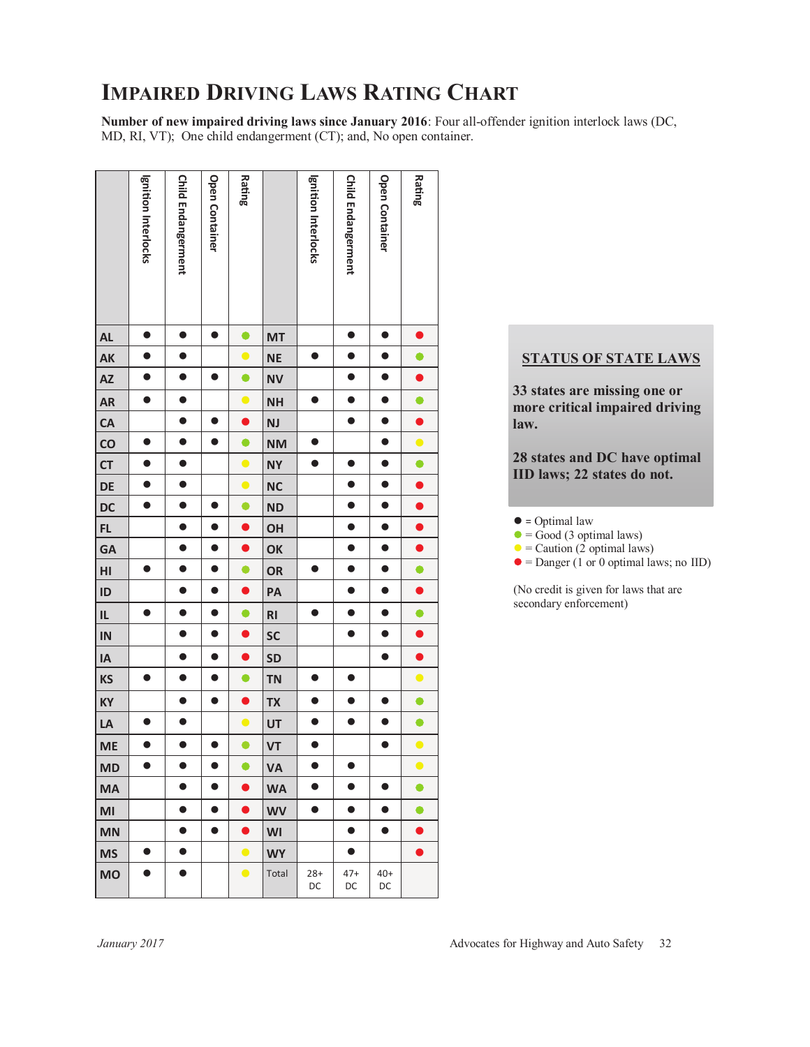# Impaired Driving Laws Rating Chart

**Number of new impaired driving laws since January 2016**: Four all-offender ignition interlock laws (DC, MD, RI, VT); One child endangerment (CT); and, No open container.

| | Ignition Interlocks | Child Endangerment | Open Container | Rating | | Ignition Interlocks | Child Endangerment | Open Container | Rating |
|---|---|---|---|---|---|---|---|---|---|
| AL | ● | ● | ● | Green | MT | | ● | ● | Red |
| AK | ● | ● | | Yellow | NE | ● | ● | ● | Green |
| AZ | ● | ● | ● | Green | NV | | ● | ● | Red |
| AR | ● | ● | | Yellow | NH | ● | ● | ● | Green |
| CA | | ● | ● | Red | NJ | | ● | ● | Red |
| CO | ● | ● | ● | Green | NM | ● | | ● | Yellow |
| CT | ● | ● | | Yellow | NY | ● | ● | ● | Green |
| DE | ● | ● | | Yellow | NC | | ● | ● | Red |
| DC | ● | ● | ● | Green | ND | | ● | ● | Red |
| FL | | ● | ● | Red | OH | | ● | ● | Red |
| GA | | ● | ● | Red | OK | | ● | ● | Red |
| HI | ● | ● | ● | Green | OR | ● | ● | ● | Green |
| ID | | ● | ● | Red | PA | | ● | ● | Red |
| IL | ● | ● | ● | Green | RI | ● | ● | ● | Green |
| IN | | ● | ● | Red | SC | | ● | ● | Red |
| IA | | ● | ● | Red | SD | | | ● | Red |
| KS | ● | ● | ● | Green | TN | ● | ● | | Yellow |
| KY | | ● | ● | Red | TX | ● | ● | ● | Green |
| LA | ● | ● | | Yellow | UT | ● | ● | ● | Green |
| ME | ● | ● | ● | Green | VT | ● | | ● | Yellow |
| MD | ● | ● | ● | Green | VA | ● | ● | | Yellow |
| MA | | ● | ● | Red | WA | ● | ● | ● | Green |
| MI | | ● | ● | Red | WV | ● | ● | ● | Green |
| MN | | ● | ● | Red | WI | | ● | ● | Red |
| MS | ● | ● | | Yellow | WY | | ● | | Red |
| MO | ● | ● | | Yellow | Total | 28+ DC | 47+ DC | 40+ DC | |

**STATUS OF STATE LAWS**

**33 states are missing one or more critical impaired driving law.**

**28 states and DC have optimal IID laws; 22 states do not.**

- ● = Optimal law
- Green = Good (3 optimal laws)
- Yellow = Caution (2 optimal laws)
- Red = Danger (1 or 0 optimal laws; no IID)

(No credit is given for laws that are secondary enforcement)

*January 2017*

Advocates for Highway and Auto Safety